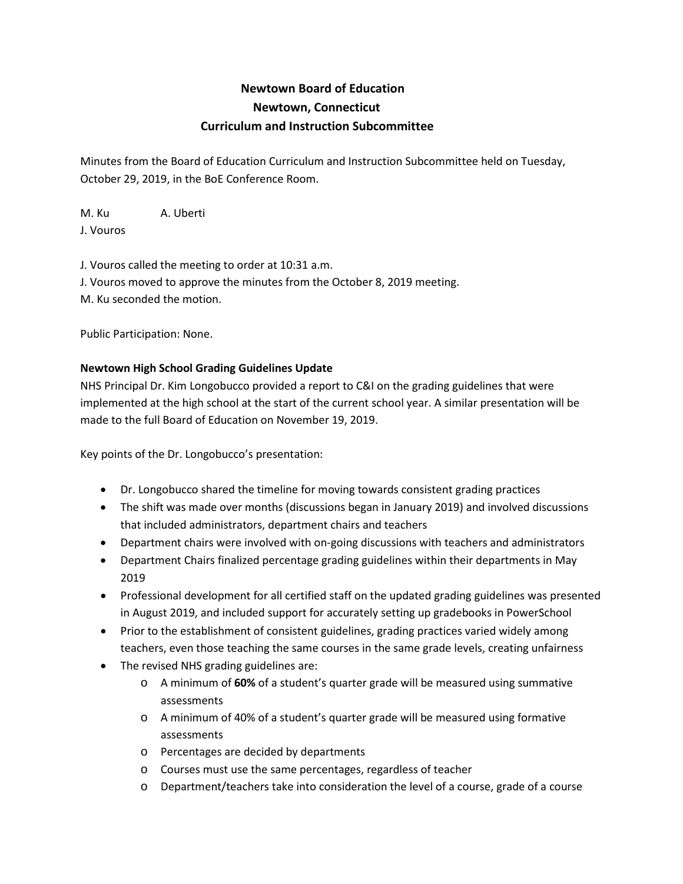# Newtown Board of Education
## Newtown, Connecticut
## Curriculum and Instruction Subcommittee

Minutes from the Board of Education Curriculum and Instruction Subcommittee held on Tuesday, October 29, 2019, in the BoE Conference Room.

M. Ku A. Uberti
J. Vouros

J. Vouros called the meeting to order at 10:31 a.m.
J. Vouros moved to approve the minutes from the October 8, 2019 meeting.
M. Ku seconded the motion.

Public Participation: None.

**Newtown High School Grading Guidelines Update**

NHS Principal Dr. Kim Longobucco provided a report to C&I on the grading guidelines that were implemented at the high school at the start of the current school year. A similar presentation will be made to the full Board of Education on November 19, 2019.

Key points of the Dr. Longobucco's presentation:

- Dr. Longobucco shared the timeline for moving towards consistent grading practices
- The shift was made over months (discussions began in January 2019) and involved discussions that included administrators, department chairs and teachers
- Department chairs were involved with on-going discussions with teachers and administrators
- Department Chairs finalized percentage grading guidelines within their departments in May 2019
- Professional development for all certified staff on the updated grading guidelines was presented in August 2019, and included support for accurately setting up gradebooks in PowerSchool
- Prior to the establishment of consistent guidelines, grading practices varied widely among teachers, even those teaching the same courses in the same grade levels, creating unfairness
- The revised NHS grading guidelines are:
  - A minimum of **60%** of a student's quarter grade will be measured using summative assessments
  - A minimum of 40% of a student's quarter grade will be measured using formative assessments
  - Percentages are decided by departments
  - Courses must use the same percentages, regardless of teacher
  - Department/teachers take into consideration the level of a course, grade of a course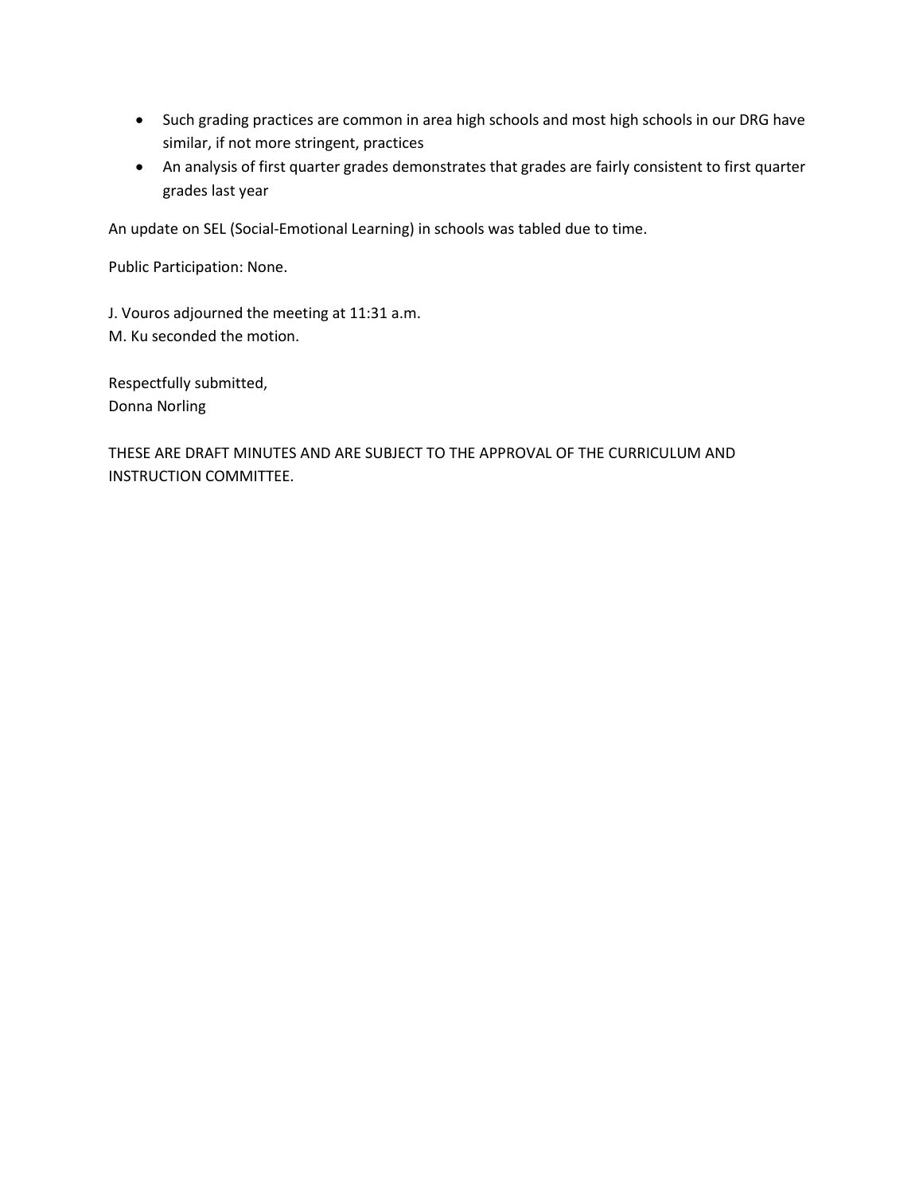- Such grading practices are common in area high schools and most high schools in our DRG have similar, if not more stringent, practices
- An analysis of first quarter grades demonstrates that grades are fairly consistent to first quarter grades last year

An update on SEL (Social-Emotional Learning) in schools was tabled due to time.

Public Participation: None.

J. Vouros adjourned the meeting at 11:31 a.m.
M. Ku seconded the motion.

Respectfully submitted,
Donna Norling

THESE ARE DRAFT MINUTES AND ARE SUBJECT TO THE APPROVAL OF THE CURRICULUM AND INSTRUCTION COMMITTEE.